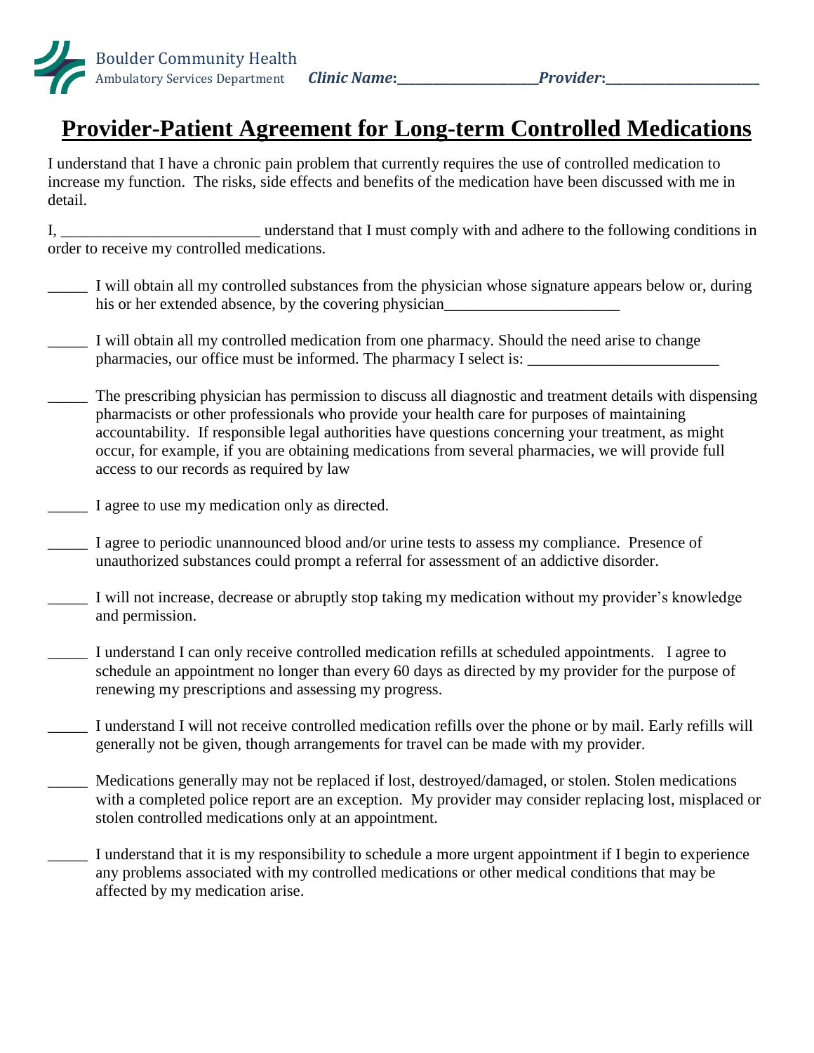Boulder Community Health
Ambulatory Services Department ***Clinic Name*:**______________________***Provider*:**________________________

# Provider-Patient Agreement for Long-term Controlled Medications

I understand that I have a chronic pain problem that currently requires the use of controlled medication to increase my function. The risks, side effects and benefits of the medication have been discussed with me in detail.

I, ________________________ understand that I must comply with and adhere to the following conditions in order to receive my controlled medications.

_____ I will obtain all my controlled substances from the physician whose signature appears below or, during his or her extended absence, by the covering physician______________________

_____ I will obtain all my controlled medication from one pharmacy. Should the need arise to change pharmacies, our office must be informed. The pharmacy I select is: ________________________

_____ The prescribing physician has permission to discuss all diagnostic and treatment details with dispensing pharmacists or other professionals who provide your health care for purposes of maintaining accountability. If responsible legal authorities have questions concerning your treatment, as might occur, for example, if you are obtaining medications from several pharmacies, we will provide full access to our records as required by law

_____ I agree to use my medication only as directed.

_____ I agree to periodic unannounced blood and/or urine tests to assess my compliance. Presence of unauthorized substances could prompt a referral for assessment of an addictive disorder.

_____ I will not increase, decrease or abruptly stop taking my medication without my provider's knowledge and permission.

_____ I understand I can only receive controlled medication refills at scheduled appointments. I agree to schedule an appointment no longer than every 60 days as directed by my provider for the purpose of renewing my prescriptions and assessing my progress.

_____ I understand I will not receive controlled medication refills over the phone or by mail. Early refills will generally not be given, though arrangements for travel can be made with my provider.

_____ Medications generally may not be replaced if lost, destroyed/damaged, or stolen. Stolen medications with a completed police report are an exception. My provider may consider replacing lost, misplaced or stolen controlled medications only at an appointment.

_____ I understand that it is my responsibility to schedule a more urgent appointment if I begin to experience any problems associated with my controlled medications or other medical conditions that may be affected by my medication arise.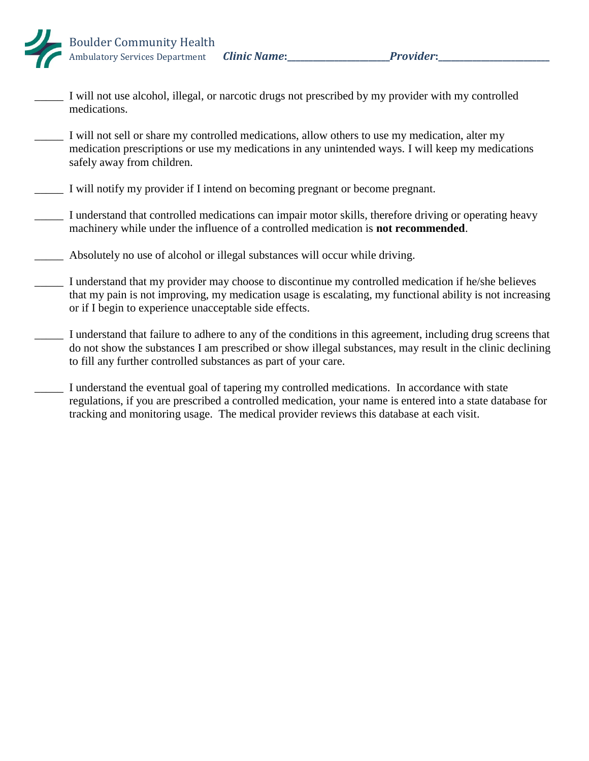Boulder Community Health
Ambulatory Services Department ***Clinic Name*:\_\_\_\_\_\_\_\_\_\_\_\_\_\_\_\_\_\_\_\_\_\_*Provider*:\_\_\_\_\_\_\_\_\_\_\_\_\_\_\_\_\_\_\_\_\_\_\_**

_____ I will not use alcohol, illegal, or narcotic drugs not prescribed by my provider with my controlled medications.

_____ I will not sell or share my controlled medications, allow others to use my medication, alter my medication prescriptions or use my medications in any unintended ways. I will keep my medications safely away from children.

_____ I will notify my provider if I intend on becoming pregnant or become pregnant.

_____ I understand that controlled medications can impair motor skills, therefore driving or operating heavy machinery while under the influence of a controlled medication is **not recommended**.

_____ Absolutely no use of alcohol or illegal substances will occur while driving.

_____ I understand that my provider may choose to discontinue my controlled medication if he/she believes that my pain is not improving, my medication usage is escalating, my functional ability is not increasing or if I begin to experience unacceptable side effects.

_____ I understand that failure to adhere to any of the conditions in this agreement, including drug screens that do not show the substances I am prescribed or show illegal substances, may result in the clinic declining to fill any further controlled substances as part of your care.

_____ I understand the eventual goal of tapering my controlled medications. In accordance with state regulations, if you are prescribed a controlled medication, your name is entered into a state database for tracking and monitoring usage. The medical provider reviews this database at each visit.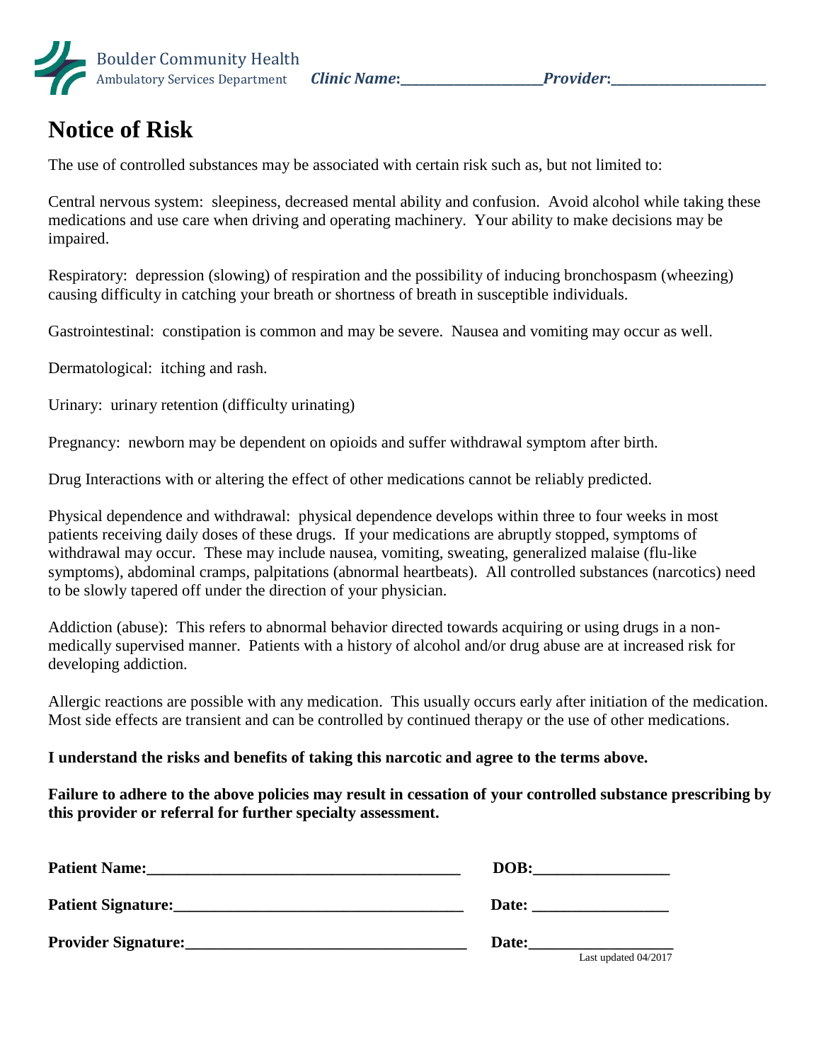Boulder Community Health
Ambulatory Services Department ***Clinic Name*:**\_\_\_\_\_\_\_\_\_\_\_\_\_\_\_\_\_\_\_\_\_\_ ***Provider*:**\_\_\_\_\_\_\_\_\_\_\_\_\_\_\_\_\_\_\_\_\_\_\_\_

# Notice of Risk

The use of controlled substances may be associated with certain risk such as, but not limited to:

Central nervous system: sleepiness, decreased mental ability and confusion. Avoid alcohol while taking these medications and use care when driving and operating machinery. Your ability to make decisions may be impaired.

Respiratory: depression (slowing) of respiration and the possibility of inducing bronchospasm (wheezing) causing difficulty in catching your breath or shortness of breath in susceptible individuals.

Gastrointestinal: constipation is common and may be severe. Nausea and vomiting may occur as well.

Dermatological: itching and rash.

Urinary: urinary retention (difficulty urinating)

Pregnancy: newborn may be dependent on opioids and suffer withdrawal symptom after birth.

Drug Interactions with or altering the effect of other medications cannot be reliably predicted.

Physical dependence and withdrawal: physical dependence develops within three to four weeks in most patients receiving daily doses of these drugs. If your medications are abruptly stopped, symptoms of withdrawal may occur. These may include nausea, vomiting, sweating, generalized malaise (flu-like symptoms), abdominal cramps, palpitations (abnormal heartbeats). All controlled substances (narcotics) need to be slowly tapered off under the direction of your physician.

Addiction (abuse): This refers to abnormal behavior directed towards acquiring or using drugs in a non-medically supervised manner. Patients with a history of alcohol and/or drug abuse are at increased risk for developing addiction.

Allergic reactions are possible with any medication. This usually occurs early after initiation of the medication. Most side effects are transient and can be controlled by continued therapy or the use of other medications.

**I understand the risks and benefits of taking this narcotic and agree to the terms above.**

**Failure to adhere to the above policies may result in cessation of your controlled substance prescribing by this provider or referral for further specialty assessment.**

**Patient Name:**\_\_\_\_\_\_\_\_\_\_\_\_\_\_\_\_\_\_\_\_\_\_\_\_\_\_\_\_\_\_\_\_\_\_\_\_\_\_\_\_ **DOB:**\_\_\_\_\_\_\_\_\_\_\_\_\_\_\_\_\_

**Patient Signature:**\_\_\_\_\_\_\_\_\_\_\_\_\_\_\_\_\_\_\_\_\_\_\_\_\_\_\_\_\_\_\_\_\_\_\_\_\_ **Date:** \_\_\_\_\_\_\_\_\_\_\_\_\_\_\_\_\_

**Provider Signature:**\_\_\_\_\_\_\_\_\_\_\_\_\_\_\_\_\_\_\_\_\_\_\_\_\_\_\_\_\_\_\_\_\_\_\_ **Date:**\_\_\_\_\_\_\_\_\_\_\_\_\_\_\_\_\_\_

Last updated 04/2017